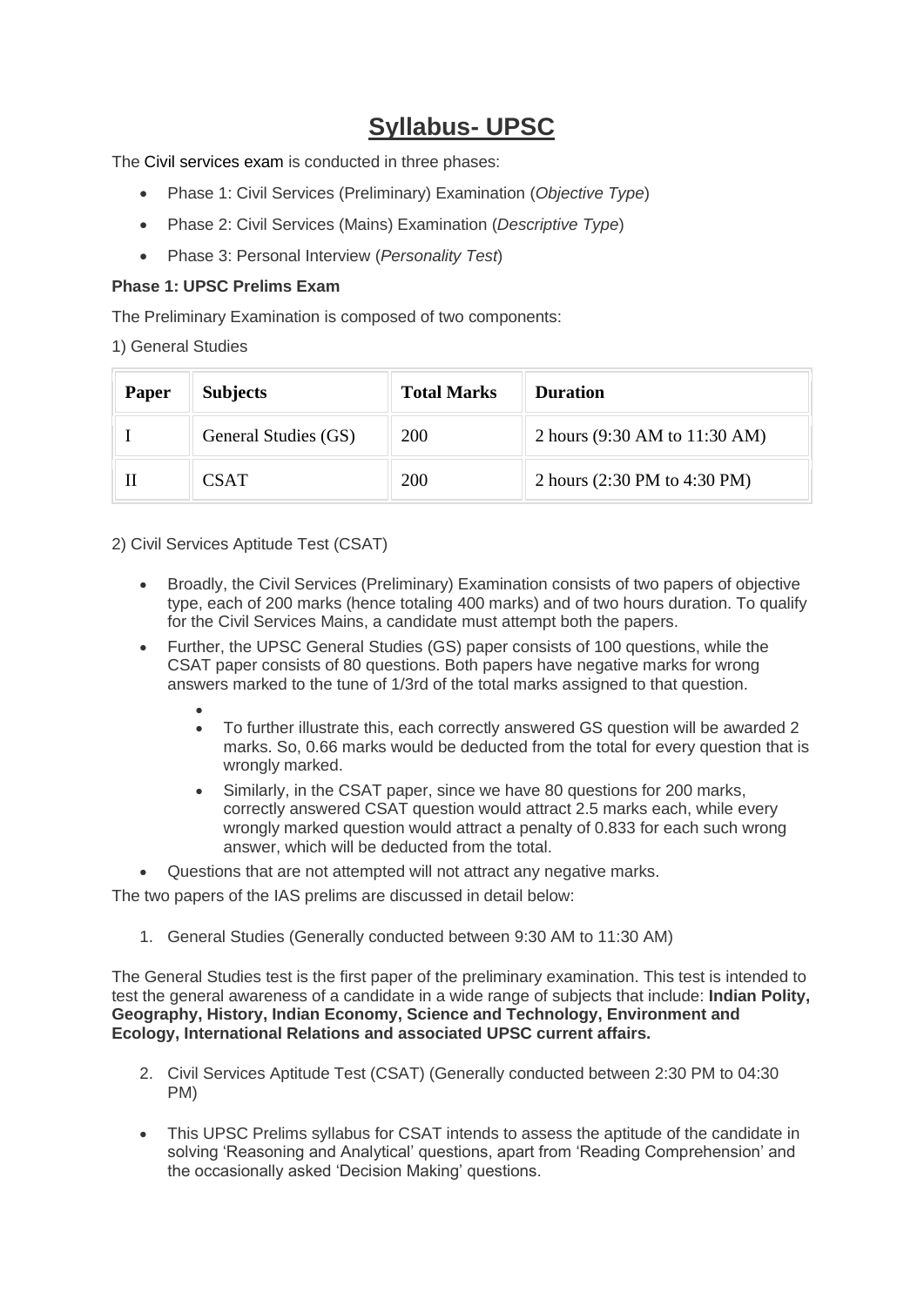# Syllabus- UPSC

The Civil services exam is conducted in three phases:

- Phase 1: Civil Services (Preliminary) Examination (*Objective Type*)
- Phase 2: Civil Services (Mains) Examination (*Descriptive Type*)
- Phase 3: Personal Interview (*Personality Test*)

**Phase 1: UPSC Prelims Exam**

The Preliminary Examination is composed of two components:

1) General Studies

| Paper | Subjects | Total Marks | Duration |
|---|---|---|---|
| I | General Studies (GS) | 200 | 2 hours (9:30 AM to 11:30 AM) |
| II | CSAT | 200 | 2 hours (2:30 PM to 4:30 PM) |

2) Civil Services Aptitude Test (CSAT)

- Broadly, the Civil Services (Preliminary) Examination consists of two papers of objective type, each of 200 marks (hence totaling 400 marks) and of two hours duration. To qualify for the Civil Services Mains, a candidate must attempt both the papers.
- Further, the UPSC General Studies (GS) paper consists of 100 questions, while the CSAT paper consists of 80 questions. Both papers have negative marks for wrong answers marked to the tune of 1/3rd of the total marks assigned to that question.
  - To further illustrate this, each correctly answered GS question will be awarded 2 marks. So, 0.66 marks would be deducted from the total for every question that is wrongly marked.
  - Similarly, in the CSAT paper, since we have 80 questions for 200 marks, correctly answered CSAT question would attract 2.5 marks each, while every wrongly marked question would attract a penalty of 0.833 for each such wrong answer, which will be deducted from the total.
- Questions that are not attempted will not attract any negative marks.

The two papers of the IAS prelims are discussed in detail below:

1. General Studies (Generally conducted between 9:30 AM to 11:30 AM)

The General Studies test is the first paper of the preliminary examination. This test is intended to test the general awareness of a candidate in a wide range of subjects that include: **Indian Polity, Geography, History, Indian Economy, Science and Technology, Environment and Ecology, International Relations and associated UPSC current affairs.**

2. Civil Services Aptitude Test (CSAT) (Generally conducted between 2:30 PM to 04:30 PM)

- This UPSC Prelims syllabus for CSAT intends to assess the aptitude of the candidate in solving 'Reasoning and Analytical' questions, apart from 'Reading Comprehension' and the occasionally asked 'Decision Making' questions.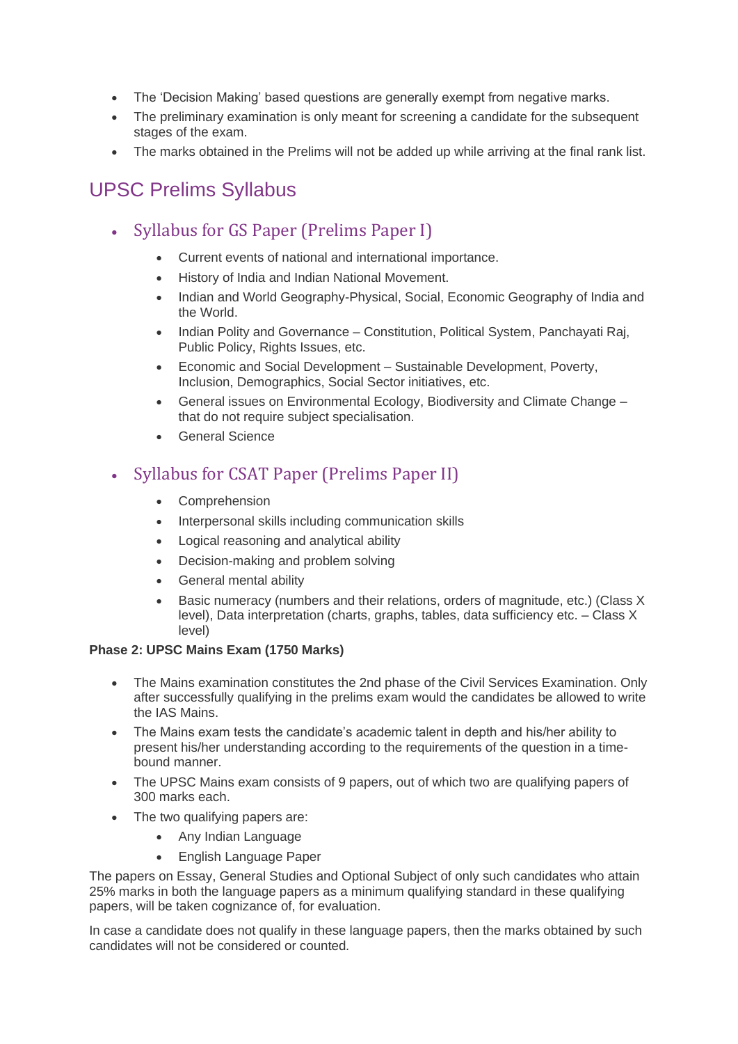- The 'Decision Making' based questions are generally exempt from negative marks.
- The preliminary examination is only meant for screening a candidate for the subsequent stages of the exam.
- The marks obtained in the Prelims will not be added up while arriving at the final rank list.

## UPSC Prelims Syllabus

- ### Syllabus for GS Paper (Prelims Paper I)
    - Current events of national and international importance.
    - History of India and Indian National Movement.
    - Indian and World Geography-Physical, Social, Economic Geography of India and the World.
    - Indian Polity and Governance – Constitution, Political System, Panchayati Raj, Public Policy, Rights Issues, etc.
    - Economic and Social Development – Sustainable Development, Poverty, Inclusion, Demographics, Social Sector initiatives, etc.
    - General issues on Environmental Ecology, Biodiversity and Climate Change – that do not require subject specialisation.
    - General Science

- ### Syllabus for CSAT Paper (Prelims Paper II)
    - Comprehension
    - Interpersonal skills including communication skills
    - Logical reasoning and analytical ability
    - Decision-making and problem solving
    - General mental ability
    - Basic numeracy (numbers and their relations, orders of magnitude, etc.) (Class X level), Data interpretation (charts, graphs, tables, data sufficiency etc. – Class X level)

**Phase 2: UPSC Mains Exam (1750 Marks)**

- The Mains examination constitutes the 2nd phase of the Civil Services Examination. Only after successfully qualifying in the prelims exam would the candidates be allowed to write the IAS Mains.
- The Mains exam tests the candidate's academic talent in depth and his/her ability to present his/her understanding according to the requirements of the question in a time-bound manner.
- The UPSC Mains exam consists of 9 papers, out of which two are qualifying papers of 300 marks each.
- The two qualifying papers are:
    - Any Indian Language
    - English Language Paper

The papers on Essay, General Studies and Optional Subject of only such candidates who attain 25% marks in both the language papers as a minimum qualifying standard in these qualifying papers, will be taken cognizance of, for evaluation.

In case a candidate does not qualify in these language papers, then the marks obtained by such candidates will not be considered or counted.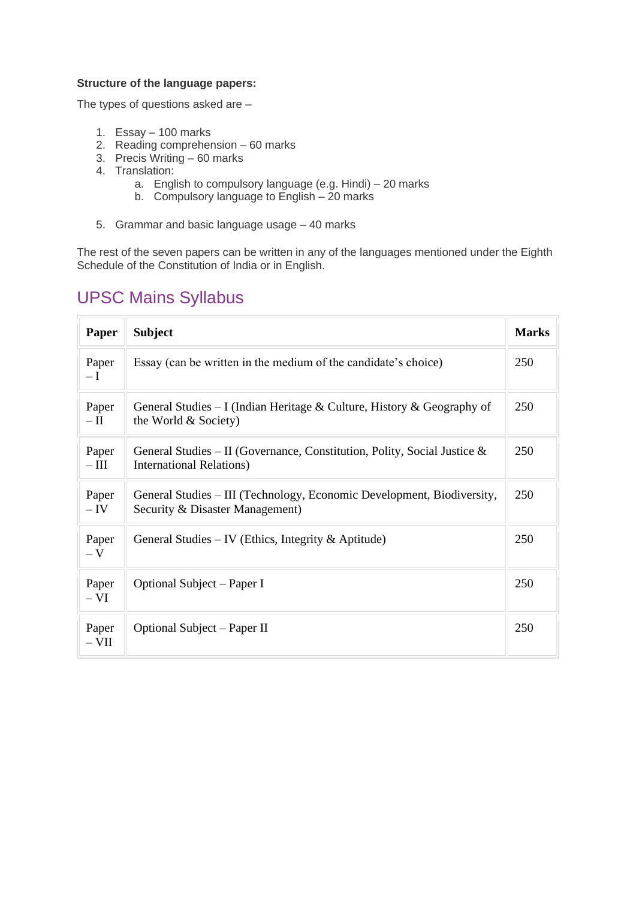**Structure of the language papers:**

The types of questions asked are –

1. Essay – 100 marks
2. Reading comprehension – 60 marks
3. Precis Writing – 60 marks
4. Translation:
    a. English to compulsory language (e.g. Hindi) – 20 marks
    b. Compulsory language to English – 20 marks

5. Grammar and basic language usage – 40 marks

The rest of the seven papers can be written in any of the languages mentioned under the Eighth Schedule of the Constitution of India or in English.

## UPSC Mains Syllabus

| Paper | Subject | Marks |
|---|---|---|
| Paper – I | Essay (can be written in the medium of the candidate's choice) | 250 |
| Paper – II | General Studies – I (Indian Heritage & Culture, History & Geography of the World & Society) | 250 |
| Paper – III | General Studies – II (Governance, Constitution, Polity, Social Justice & International Relations) | 250 |
| Paper – IV | General Studies – III (Technology, Economic Development, Biodiversity, Security & Disaster Management) | 250 |
| Paper – V | General Studies – IV (Ethics, Integrity & Aptitude) | 250 |
| Paper – VI | Optional Subject – Paper I | 250 |
| Paper – VII | Optional Subject – Paper II | 250 |